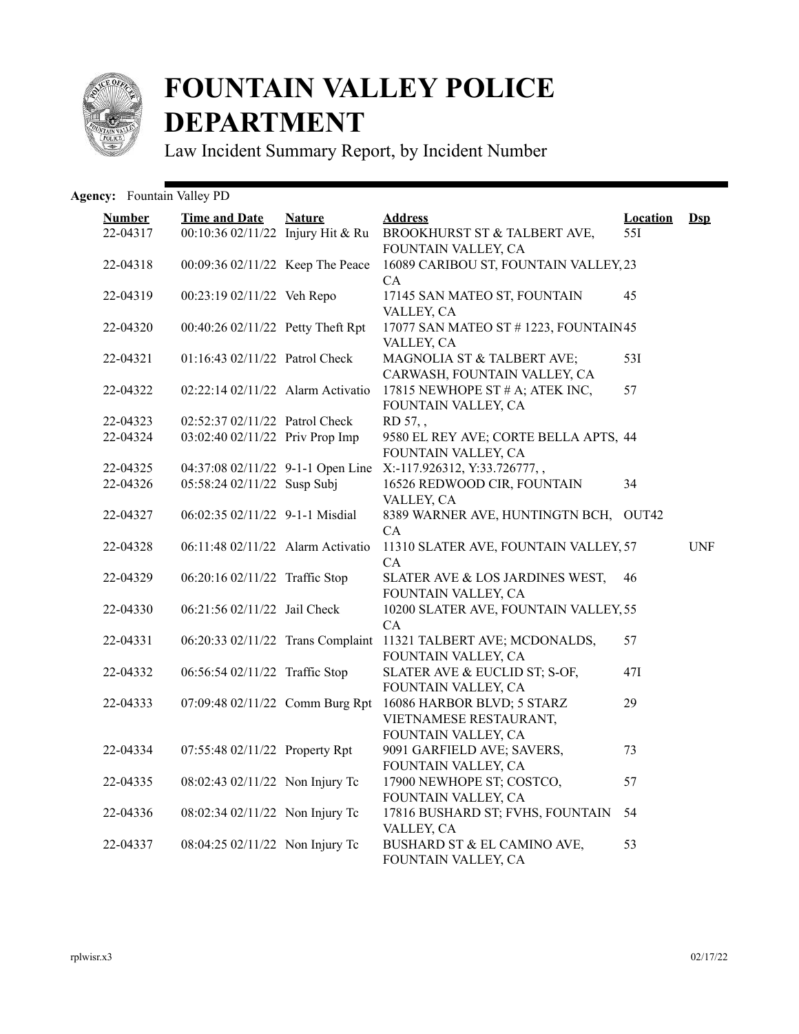# FOUNTAIN VALLEY POLICE DEPARTMENT

Law Incident Summary Report, by Incident Number

**Agency:** Fountain Valley PD

| Number | Time and Date | Nature | Address | Location | Dsp |
|---|---|---|---|---|---|
| 22-04317 | 00:10:36 02/11/22 | Injury Hit & Ru | BROOKHURST ST & TALBERT AVE, FOUNTAIN VALLEY, CA | 55I | |
| 22-04318 | 00:09:36 02/11/22 | Keep The Peace | 16089 CARIBOU ST, FOUNTAIN VALLEY, CA | 23 | |
| 22-04319 | 00:23:19 02/11/22 | Veh Repo | 17145 SAN MATEO ST, FOUNTAIN VALLEY, CA | 45 | |
| 22-04320 | 00:40:26 02/11/22 | Petty Theft Rpt | 17077 SAN MATEO ST # 1223, FOUNTAIN VALLEY, CA | 45 | |
| 22-04321 | 01:16:43 02/11/22 | Patrol Check | MAGNOLIA ST & TALBERT AVE; CARWASH, FOUNTAIN VALLEY, CA | 53I | |
| 22-04322 | 02:22:14 02/11/22 | Alarm Activatio | 17815 NEWHOPE ST # A; ATEK INC, FOUNTAIN VALLEY, CA | 57 | |
| 22-04323 | 02:52:37 02/11/22 | Patrol Check | RD 57, , | | |
| 22-04324 | 03:02:40 02/11/22 | Priv Prop Imp | 9580 EL REY AVE; CORTE BELLA APTS, FOUNTAIN VALLEY, CA | 44 | |
| 22-04325 | 04:37:08 02/11/22 | 9-1-1 Open Line | X:-117.926312, Y:33.726777, , | | |
| 22-04326 | 05:58:24 02/11/22 | Susp Subj | 16526 REDWOOD CIR, FOUNTAIN VALLEY, CA | 34 | |
| 22-04327 | 06:02:35 02/11/22 | 9-1-1 Misdial | 8389 WARNER AVE, HUNTINGTN BCH, CA | OUT42 | |
| 22-04328 | 06:11:48 02/11/22 | Alarm Activatio | 11310 SLATER AVE, FOUNTAIN VALLEY, CA | 57 | UNF |
| 22-04329 | 06:20:16 02/11/22 | Traffic Stop | SLATER AVE & LOS JARDINES WEST, FOUNTAIN VALLEY, CA | 46 | |
| 22-04330 | 06:21:56 02/11/22 | Jail Check | 10200 SLATER AVE, FOUNTAIN VALLEY, CA | 55 | |
| 22-04331 | 06:20:33 02/11/22 | Trans Complaint | 11321 TALBERT AVE; MCDONALDS, FOUNTAIN VALLEY, CA | 57 | |
| 22-04332 | 06:56:54 02/11/22 | Traffic Stop | SLATER AVE & EUCLID ST; S-OF, FOUNTAIN VALLEY, CA | 47I | |
| 22-04333 | 07:09:48 02/11/22 | Comm Burg Rpt | 16086 HARBOR BLVD; 5 STARZ VIETNAMESE RESTAURANT, FOUNTAIN VALLEY, CA | 29 | |
| 22-04334 | 07:55:48 02/11/22 | Property Rpt | 9091 GARFIELD AVE; SAVERS, FOUNTAIN VALLEY, CA | 73 | |
| 22-04335 | 08:02:43 02/11/22 | Non Injury Tc | 17900 NEWHOPE ST; COSTCO, FOUNTAIN VALLEY, CA | 57 | |
| 22-04336 | 08:02:34 02/11/22 | Non Injury Tc | 17816 BUSHARD ST; FVHS, FOUNTAIN VALLEY, CA | 54 | |
| 22-04337 | 08:04:25 02/11/22 | Non Injury Tc | BUSHARD ST & EL CAMINO AVE, FOUNTAIN VALLEY, CA | 53 | |

rplwisr.x3 02/17/22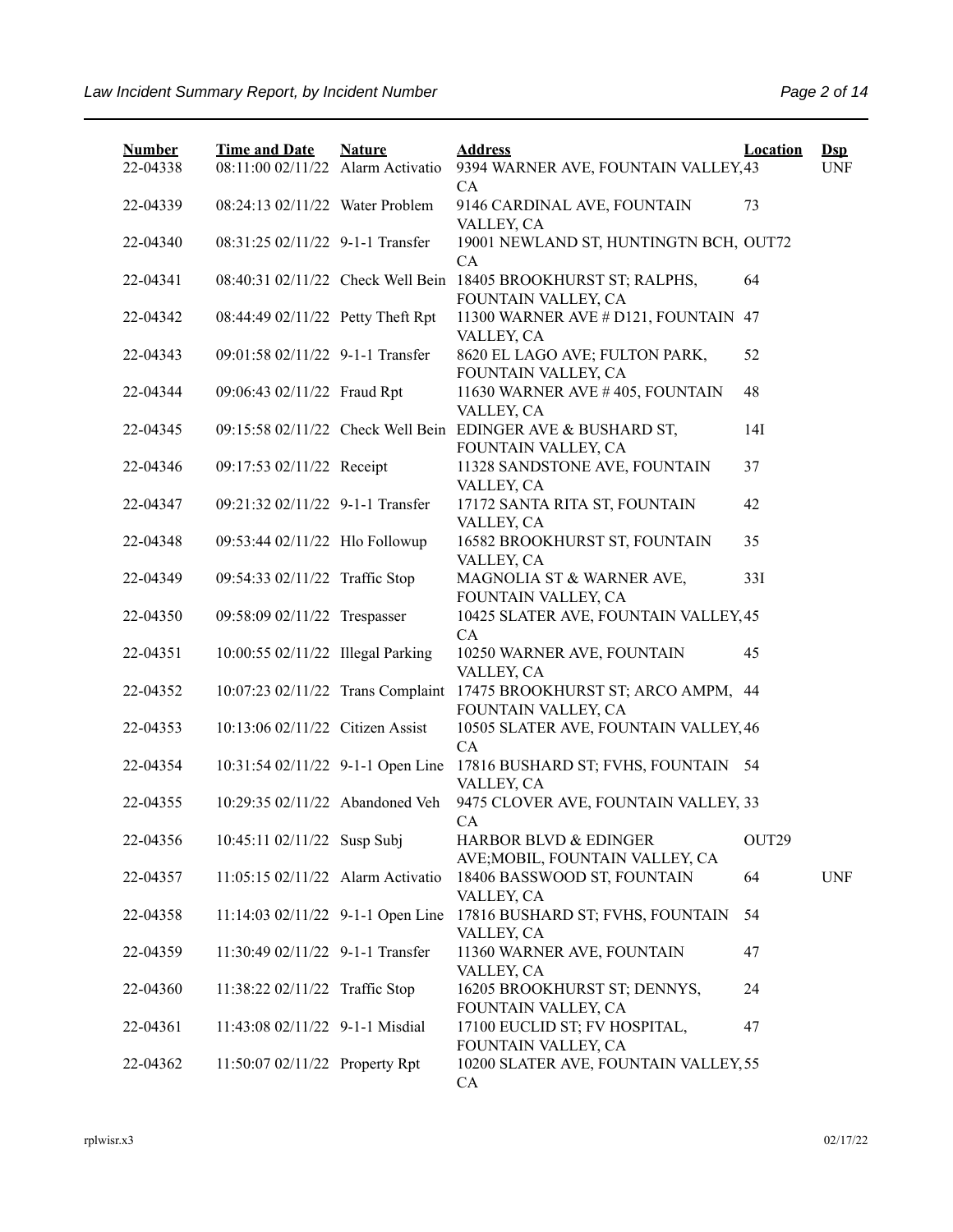| Number | Time and Date | Nature | Address | Location | Dsp |
|---|---|---|---|---|---|
| 22-04338 | 08:11:00 02/11/22 | Alarm Activatio | 9394 WARNER AVE, FOUNTAIN VALLEY, CA | 43 | UNF |
| 22-04339 | 08:24:13 02/11/22 | Water Problem | 9146 CARDINAL AVE, FOUNTAIN VALLEY, CA | 73 | |
| 22-04340 | 08:31:25 02/11/22 | 9-1-1 Transfer | 19001 NEWLAND ST, HUNTINGTN BCH, CA | OUT72 | |
| 22-04341 | 08:40:31 02/11/22 | Check Well Bein | 18405 BROOKHURST ST; RALPHS, FOUNTAIN VALLEY, CA | 64 | |
| 22-04342 | 08:44:49 02/11/22 | Petty Theft Rpt | 11300 WARNER AVE # D121, FOUNTAIN VALLEY, CA | 47 | |
| 22-04343 | 09:01:58 02/11/22 | 9-1-1 Transfer | 8620 EL LAGO AVE; FULTON PARK, FOUNTAIN VALLEY, CA | 52 | |
| 22-04344 | 09:06:43 02/11/22 | Fraud Rpt | 11630 WARNER AVE # 405, FOUNTAIN VALLEY, CA | 48 | |
| 22-04345 | 09:15:58 02/11/22 | Check Well Bein | EDINGER AVE & BUSHARD ST, FOUNTAIN VALLEY, CA | 14I | |
| 22-04346 | 09:17:53 02/11/22 | Receipt | 11328 SANDSTONE AVE, FOUNTAIN VALLEY, CA | 37 | |
| 22-04347 | 09:21:32 02/11/22 | 9-1-1 Transfer | 17172 SANTA RITA ST, FOUNTAIN VALLEY, CA | 42 | |
| 22-04348 | 09:53:44 02/11/22 | Hlo Followup | 16582 BROOKHURST ST, FOUNTAIN VALLEY, CA | 35 | |
| 22-04349 | 09:54:33 02/11/22 | Traffic Stop | MAGNOLIA ST & WARNER AVE, FOUNTAIN VALLEY, CA | 33I | |
| 22-04350 | 09:58:09 02/11/22 | Trespasser | 10425 SLATER AVE, FOUNTAIN VALLEY, CA | 45 | |
| 22-04351 | 10:00:55 02/11/22 | Illegal Parking | 10250 WARNER AVE, FOUNTAIN VALLEY, CA | 45 | |
| 22-04352 | 10:07:23 02/11/22 | Trans Complaint | 17475 BROOKHURST ST; ARCO AMPM, FOUNTAIN VALLEY, CA | 44 | |
| 22-04353 | 10:13:06 02/11/22 | Citizen Assist | 10505 SLATER AVE, FOUNTAIN VALLEY, CA | 46 | |
| 22-04354 | 10:31:54 02/11/22 | 9-1-1 Open Line | 17816 BUSHARD ST; FVHS, FOUNTAIN VALLEY, CA | 54 | |
| 22-04355 | 10:29:35 02/11/22 | Abandoned Veh | 9475 CLOVER AVE, FOUNTAIN VALLEY, CA | 33 | |
| 22-04356 | 10:45:11 02/11/22 | Susp Subj | HARBOR BLVD & EDINGER AVE;MOBIL, FOUNTAIN VALLEY, CA | OUT29 | |
| 22-04357 | 11:05:15 02/11/22 | Alarm Activatio | 18406 BASSWOOD ST, FOUNTAIN VALLEY, CA | 64 | UNF |
| 22-04358 | 11:14:03 02/11/22 | 9-1-1 Open Line | 17816 BUSHARD ST; FVHS, FOUNTAIN VALLEY, CA | 54 | |
| 22-04359 | 11:30:49 02/11/22 | 9-1-1 Transfer | 11360 WARNER AVE, FOUNTAIN VALLEY, CA | 47 | |
| 22-04360 | 11:38:22 02/11/22 | Traffic Stop | 16205 BROOKHURST ST; DENNYS, FOUNTAIN VALLEY, CA | 24 | |
| 22-04361 | 11:43:08 02/11/22 | 9-1-1 Misdial | 17100 EUCLID ST; FV HOSPITAL, FOUNTAIN VALLEY, CA | 47 | |
| 22-04362 | 11:50:07 02/11/22 | Property Rpt | 10200 SLATER AVE, FOUNTAIN VALLEY, CA | 55 | |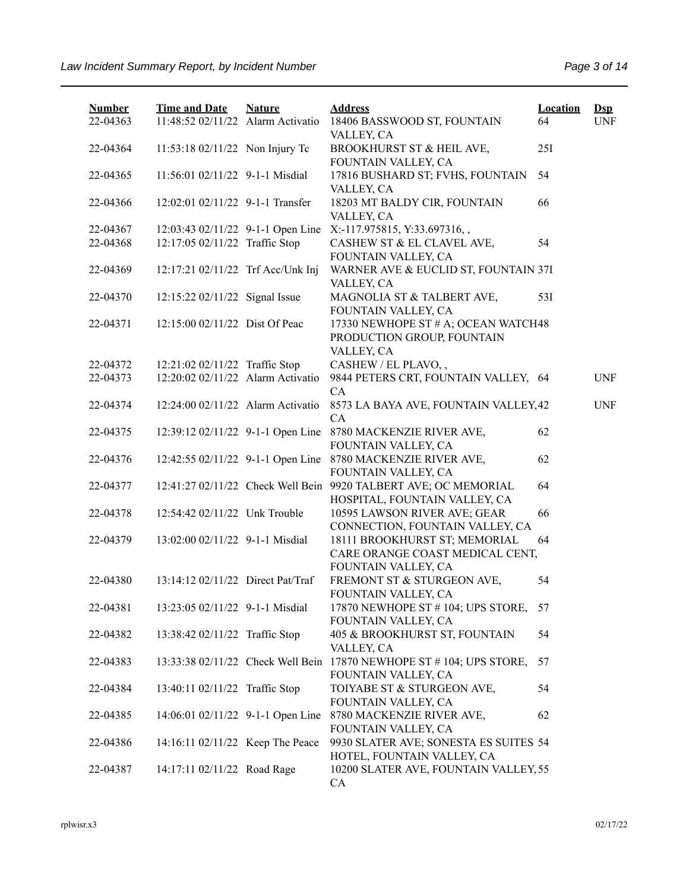| Number | Time and Date | Nature | Address | Location | Dsp |
|---|---|---|---|---|---|
| 22-04363 | 11:48:52 02/11/22 | Alarm Activatio | 18406 BASSWOOD ST, FOUNTAIN VALLEY, CA | 64 | UNF |
| 22-04364 | 11:53:18 02/11/22 | Non Injury Tc | BROOKHURST ST & HEIL AVE, FOUNTAIN VALLEY, CA | 25I | |
| 22-04365 | 11:56:01 02/11/22 | 9-1-1 Misdial | 17816 BUSHARD ST; FVHS, FOUNTAIN VALLEY, CA | 54 | |
| 22-04366 | 12:02:01 02/11/22 | 9-1-1 Transfer | 18203 MT BALDY CIR, FOUNTAIN VALLEY, CA | 66 | |
| 22-04367 | 12:03:43 02/11/22 | 9-1-1 Open Line | X:-117.975815, Y:33.697316, , | | |
| 22-04368 | 12:17:05 02/11/22 | Traffic Stop | CASHEW ST & EL CLAVEL AVE, FOUNTAIN VALLEY, CA | 54 | |
| 22-04369 | 12:17:21 02/11/22 | Trf Acc/Unk Inj | WARNER AVE & EUCLID ST, FOUNTAIN VALLEY, CA | 37I | |
| 22-04370 | 12:15:22 02/11/22 | Signal Issue | MAGNOLIA ST & TALBERT AVE, FOUNTAIN VALLEY, CA | 53I | |
| 22-04371 | 12:15:00 02/11/22 | Dist Of Peac | 17330 NEWHOPE ST # A; OCEAN WATCH PRODUCTION GROUP, FOUNTAIN VALLEY, CA | 48 | |
| 22-04372 | 12:21:02 02/11/22 | Traffic Stop | CASHEW / EL PLAVO, , | | |
| 22-04373 | 12:20:02 02/11/22 | Alarm Activatio | 9844 PETERS CRT, FOUNTAIN VALLEY, CA | 64 | UNF |
| 22-04374 | 12:24:00 02/11/22 | Alarm Activatio | 8573 LA BAYA AVE, FOUNTAIN VALLEY, CA | 42 | UNF |
| 22-04375 | 12:39:12 02/11/22 | 9-1-1 Open Line | 8780 MACKENZIE RIVER AVE, FOUNTAIN VALLEY, CA | 62 | |
| 22-04376 | 12:42:55 02/11/22 | 9-1-1 Open Line | 8780 MACKENZIE RIVER AVE, FOUNTAIN VALLEY, CA | 62 | |
| 22-04377 | 12:41:27 02/11/22 | Check Well Bein | 9920 TALBERT AVE; OC MEMORIAL HOSPITAL, FOUNTAIN VALLEY, CA | 64 | |
| 22-04378 | 12:54:42 02/11/22 | Unk Trouble | 10595 LAWSON RIVER AVE; GEAR CONNECTION, FOUNTAIN VALLEY, CA | 66 | |
| 22-04379 | 13:02:00 02/11/22 | 9-1-1 Misdial | 18111 BROOKHURST ST; MEMORIAL CARE ORANGE COAST MEDICAL CENT, FOUNTAIN VALLEY, CA | 64 | |
| 22-04380 | 13:14:12 02/11/22 | Direct Pat/Traf | FREMONT ST & STURGEON AVE, FOUNTAIN VALLEY, CA | 54 | |
| 22-04381 | 13:23:05 02/11/22 | 9-1-1 Misdial | 17870 NEWHOPE ST # 104; UPS STORE, FOUNTAIN VALLEY, CA | 57 | |
| 22-04382 | 13:38:42 02/11/22 | Traffic Stop | 405 & BROOKHURST ST, FOUNTAIN VALLEY, CA | 54 | |
| 22-04383 | 13:33:38 02/11/22 | Check Well Bein | 17870 NEWHOPE ST # 104; UPS STORE, FOUNTAIN VALLEY, CA | 57 | |
| 22-04384 | 13:40:11 02/11/22 | Traffic Stop | TOIYABE ST & STURGEON AVE, FOUNTAIN VALLEY, CA | 54 | |
| 22-04385 | 14:06:01 02/11/22 | 9-1-1 Open Line | 8780 MACKENZIE RIVER AVE, FOUNTAIN VALLEY, CA | 62 | |
| 22-04386 | 14:16:11 02/11/22 | Keep The Peace | 9930 SLATER AVE; SONESTA ES SUITES HOTEL, FOUNTAIN VALLEY, CA | 54 | |
| 22-04387 | 14:17:11 02/11/22 | Road Rage | 10200 SLATER AVE, FOUNTAIN VALLEY, CA | 55 | |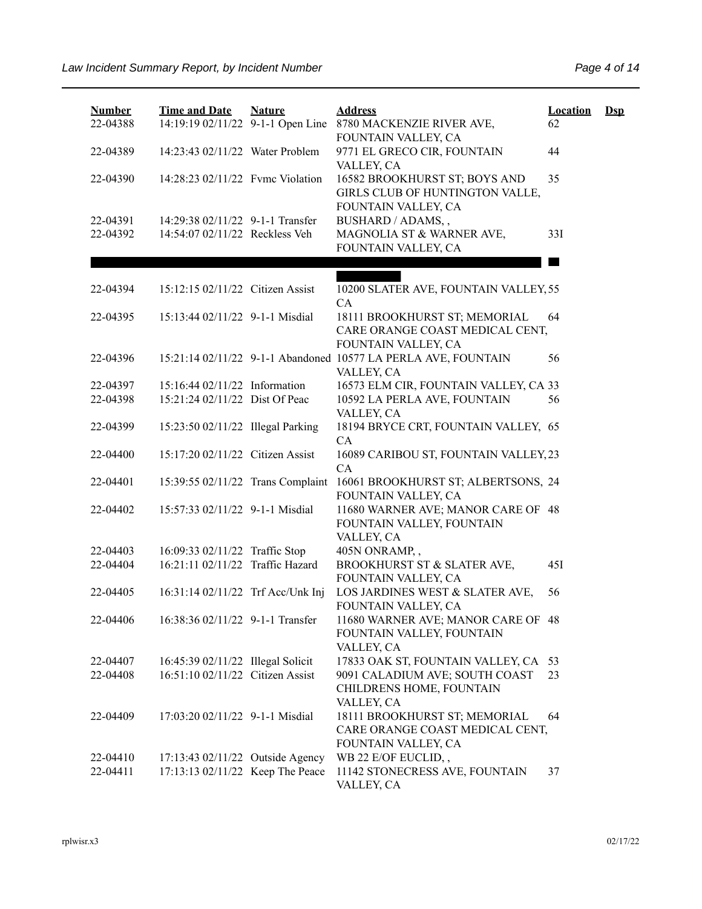| Number | Time and Date | Nature | Address | Location | Dsp |
|---|---|---|---|---|---|
| 22-04388 | 14:19:19 02/11/22 | 9-1-1 Open Line | 8780 MACKENZIE RIVER AVE, FOUNTAIN VALLEY, CA | 62 | |
| 22-04389 | 14:23:43 02/11/22 | Water Problem | 9771 EL GRECO CIR, FOUNTAIN VALLEY, CA | 44 | |
| 22-04390 | 14:28:23 02/11/22 | Fvmc Violation | 16582 BROOKHURST ST; BOYS AND GIRLS CLUB OF HUNTINGTON VALLE, FOUNTAIN VALLEY, CA | 35 | |
| 22-04391 | 14:29:38 02/11/22 | 9-1-1 Transfer | BUSHARD / ADAMS, , | | |
| 22-04392 | 14:54:07 02/11/22 | Reckless Veh | MAGNOLIA ST & WARNER AVE, FOUNTAIN VALLEY, CA | 33I | |
| 22-04394 | 15:12:15 02/11/22 | Citizen Assist | 10200 SLATER AVE, FOUNTAIN VALLEY, CA | 55 | |
| 22-04395 | 15:13:44 02/11/22 | 9-1-1 Misdial | 18111 BROOKHURST ST; MEMORIAL CARE ORANGE COAST MEDICAL CENT, FOUNTAIN VALLEY, CA | 64 | |
| 22-04396 | 15:21:14 02/11/22 | 9-1-1 Abandoned | 10577 LA PERLA AVE, FOUNTAIN VALLEY, CA | 56 | |
| 22-04397 | 15:16:44 02/11/22 | Information | 16573 ELM CIR, FOUNTAIN VALLEY, CA | 33 | |
| 22-04398 | 15:21:24 02/11/22 | Dist Of Peac | 10592 LA PERLA AVE, FOUNTAIN VALLEY, CA | 56 | |
| 22-04399 | 15:23:50 02/11/22 | Illegal Parking | 18194 BRYCE CRT, FOUNTAIN VALLEY, CA | 65 | |
| 22-04400 | 15:17:20 02/11/22 | Citizen Assist | 16089 CARIBOU ST, FOUNTAIN VALLEY, CA | 23 | |
| 22-04401 | 15:39:55 02/11/22 | Trans Complaint | 16061 BROOKHURST ST; ALBERTSONS, FOUNTAIN VALLEY, CA | 24 | |
| 22-04402 | 15:57:33 02/11/22 | 9-1-1 Misdial | 11680 WARNER AVE; MANOR CARE OF FOUNTAIN VALLEY, FOUNTAIN VALLEY, CA | 48 | |
| 22-04403 | 16:09:33 02/11/22 | Traffic Stop | 405N ONRAMP, , | | |
| 22-04404 | 16:21:11 02/11/22 | Traffic Hazard | BROOKHURST ST & SLATER AVE, FOUNTAIN VALLEY, CA | 45I | |
| 22-04405 | 16:31:14 02/11/22 | Trf Acc/Unk Inj | LOS JARDINES WEST & SLATER AVE, FOUNTAIN VALLEY, CA | 56 | |
| 22-04406 | 16:38:36 02/11/22 | 9-1-1 Transfer | 11680 WARNER AVE; MANOR CARE OF FOUNTAIN VALLEY, FOUNTAIN VALLEY, CA | 48 | |
| 22-04407 | 16:45:39 02/11/22 | Illegal Solicit | 17833 OAK ST, FOUNTAIN VALLEY, CA | 53 | |
| 22-04408 | 16:51:10 02/11/22 | Citizen Assist | 9091 CALADIUM AVE; SOUTH COAST CHILDRENS HOME, FOUNTAIN VALLEY, CA | 23 | |
| 22-04409 | 17:03:20 02/11/22 | 9-1-1 Misdial | 18111 BROOKHURST ST; MEMORIAL CARE ORANGE COAST MEDICAL CENT, FOUNTAIN VALLEY, CA | 64 | |
| 22-04410 | 17:13:43 02/11/22 | Outside Agency | WB 22 E/OF EUCLID, , | | |
| 22-04411 | 17:13:13 02/11/22 | Keep The Peace | 11142 STONECRESS AVE, FOUNTAIN VALLEY, CA | 37 | |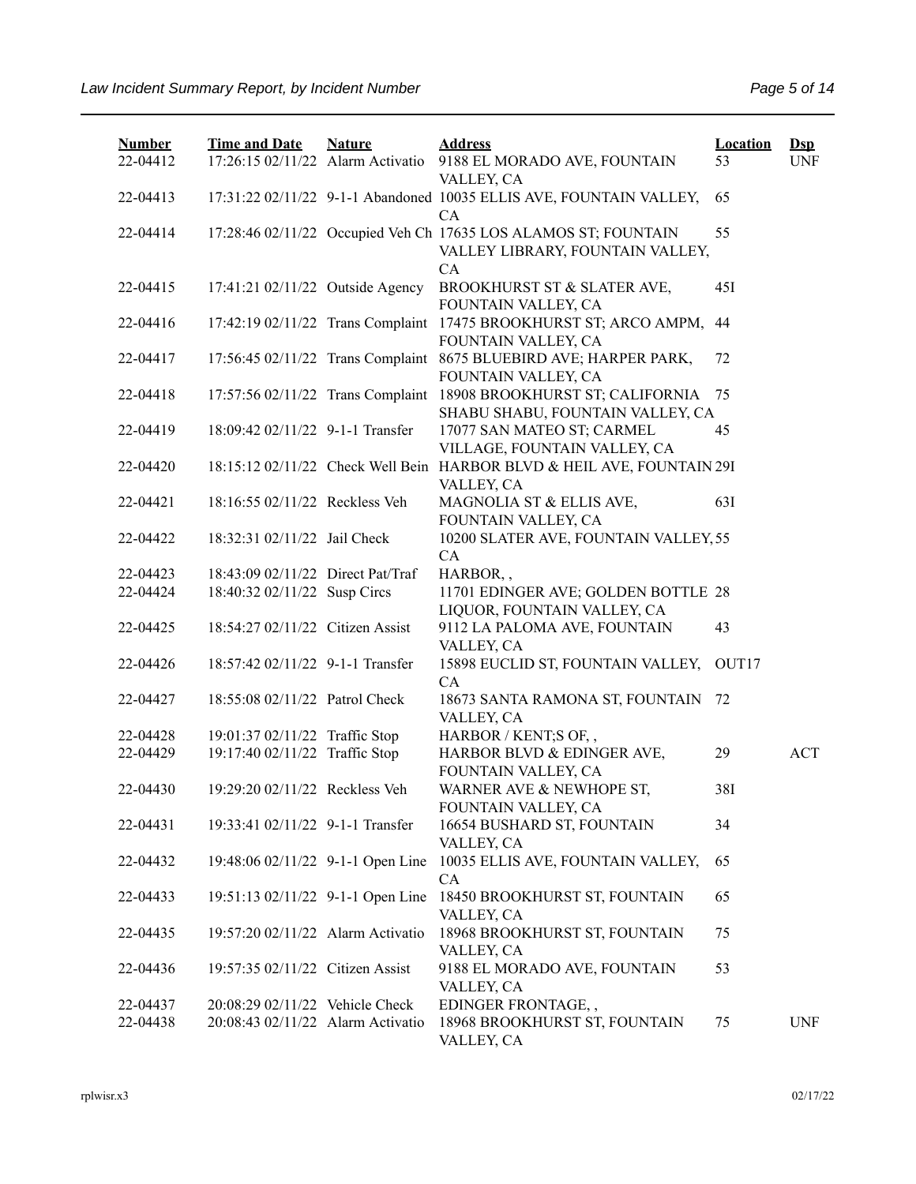| Number | Time and Date | Nature | Address | Location | Dsp |
|---|---|---|---|---|---|
| 22-04412 | 17:26:15 02/11/22 | Alarm Activatio | 9188 EL MORADO AVE, FOUNTAIN VALLEY, CA | 53 | UNF |
| 22-04413 | 17:31:22 02/11/22 | 9-1-1 Abandoned | 10035 ELLIS AVE, FOUNTAIN VALLEY, CA | 65 | |
| 22-04414 | 17:28:46 02/11/22 | Occupied Veh Ch | 17635 LOS ALAMOS ST; FOUNTAIN VALLEY LIBRARY, FOUNTAIN VALLEY, CA | 55 | |
| 22-04415 | 17:41:21 02/11/22 | Outside Agency | BROOKHURST ST & SLATER AVE, FOUNTAIN VALLEY, CA | 45I | |
| 22-04416 | 17:42:19 02/11/22 | Trans Complaint | 17475 BROOKHURST ST; ARCO AMPM, FOUNTAIN VALLEY, CA | 44 | |
| 22-04417 | 17:56:45 02/11/22 | Trans Complaint | 8675 BLUEBIRD AVE; HARPER PARK, FOUNTAIN VALLEY, CA | 72 | |
| 22-04418 | 17:57:56 02/11/22 | Trans Complaint | 18908 BROOKHURST ST; CALIFORNIA SHABU SHABU, FOUNTAIN VALLEY, CA | 75 | |
| 22-04419 | 18:09:42 02/11/22 | 9-1-1 Transfer | 17077 SAN MATEO ST; CARMEL VILLAGE, FOUNTAIN VALLEY, CA | 45 | |
| 22-04420 | 18:15:12 02/11/22 | Check Well Bein | HARBOR BLVD & HEIL AVE, FOUNTAIN VALLEY, CA | 29I | |
| 22-04421 | 18:16:55 02/11/22 | Reckless Veh | MAGNOLIA ST & ELLIS AVE, FOUNTAIN VALLEY, CA | 63I | |
| 22-04422 | 18:32:31 02/11/22 | Jail Check | 10200 SLATER AVE, FOUNTAIN VALLEY, CA | 55 | |
| 22-04423 | 18:43:09 02/11/22 | Direct Pat/Traf | HARBOR, , | | |
| 22-04424 | 18:40:32 02/11/22 | Susp Circs | 11701 EDINGER AVE; GOLDEN BOTTLE LIQUOR, FOUNTAIN VALLEY, CA | 28 | |
| 22-04425 | 18:54:27 02/11/22 | Citizen Assist | 9112 LA PALOMA AVE, FOUNTAIN VALLEY, CA | 43 | |
| 22-04426 | 18:57:42 02/11/22 | 9-1-1 Transfer | 15898 EUCLID ST, FOUNTAIN VALLEY, CA | OUT17 | |
| 22-04427 | 18:55:08 02/11/22 | Patrol Check | 18673 SANTA RAMONA ST, FOUNTAIN VALLEY, CA | 72 | |
| 22-04428 | 19:01:37 02/11/22 | Traffic Stop | HARBOR / KENT;S OF, , | | |
| 22-04429 | 19:17:40 02/11/22 | Traffic Stop | HARBOR BLVD & EDINGER AVE, FOUNTAIN VALLEY, CA | 29 | ACT |
| 22-04430 | 19:29:20 02/11/22 | Reckless Veh | WARNER AVE & NEWHOPE ST, FOUNTAIN VALLEY, CA | 38I | |
| 22-04431 | 19:33:41 02/11/22 | 9-1-1 Transfer | 16654 BUSHARD ST, FOUNTAIN VALLEY, CA | 34 | |
| 22-04432 | 19:48:06 02/11/22 | 9-1-1 Open Line | 10035 ELLIS AVE, FOUNTAIN VALLEY, CA | 65 | |
| 22-04433 | 19:51:13 02/11/22 | 9-1-1 Open Line | 18450 BROOKHURST ST, FOUNTAIN VALLEY, CA | 65 | |
| 22-04435 | 19:57:20 02/11/22 | Alarm Activatio | 18968 BROOKHURST ST, FOUNTAIN VALLEY, CA | 75 | |
| 22-04436 | 19:57:35 02/11/22 | Citizen Assist | 9188 EL MORADO AVE, FOUNTAIN VALLEY, CA | 53 | |
| 22-04437 | 20:08:29 02/11/22 | Vehicle Check | EDINGER FRONTAGE, , | | |
| 22-04438 | 20:08:43 02/11/22 | Alarm Activatio | 18968 BROOKHURST ST, FOUNTAIN VALLEY, CA | 75 | UNF |

rplwisr.x3 02/17/22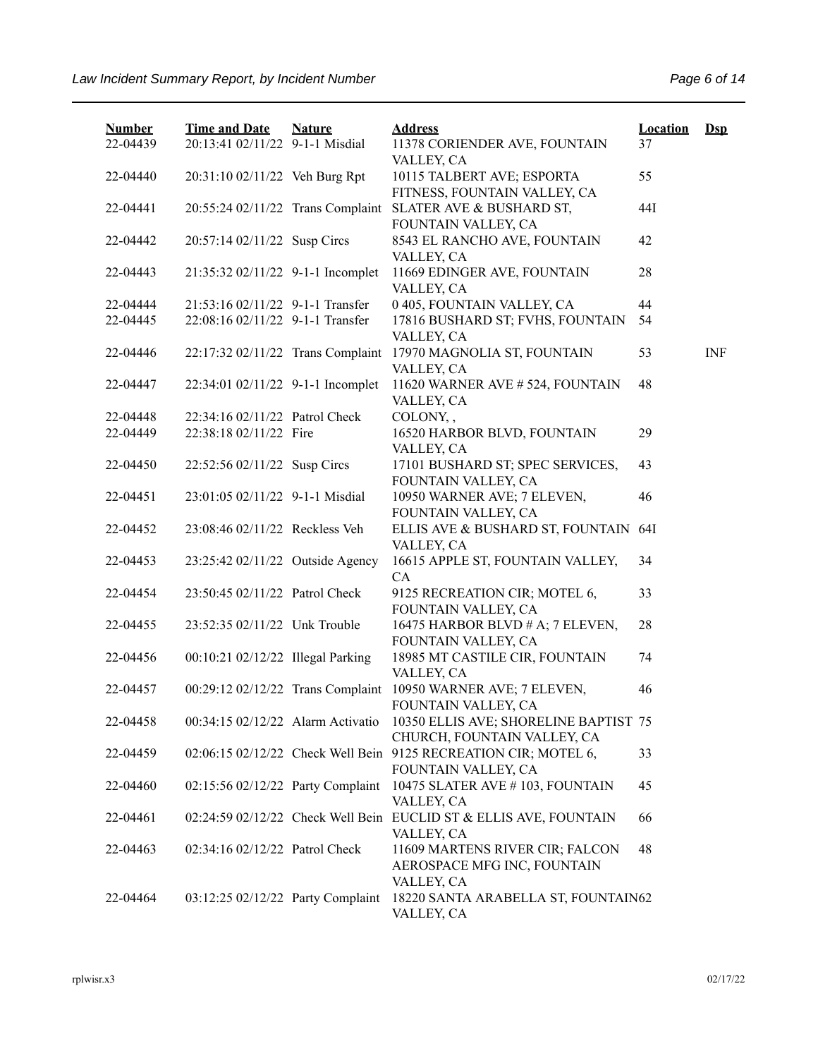| Number | Time and Date | Nature | Address | Location | Dsp |
|---|---|---|---|---|---|
| 22-04439 | 20:13:41 02/11/22 | 9-1-1 Misdial | 11378 CORIENDER AVE, FOUNTAIN VALLEY, CA | 37 | |
| 22-04440 | 20:31:10 02/11/22 | Veh Burg Rpt | 10115 TALBERT AVE; ESPORTA FITNESS, FOUNTAIN VALLEY, CA | 55 | |
| 22-04441 | 20:55:24 02/11/22 | Trans Complaint | SLATER AVE & BUSHARD ST, FOUNTAIN VALLEY, CA | 44I | |
| 22-04442 | 20:57:14 02/11/22 | Susp Circs | 8543 EL RANCHO AVE, FOUNTAIN VALLEY, CA | 42 | |
| 22-04443 | 21:35:32 02/11/22 | 9-1-1 Incomplet | 11669 EDINGER AVE, FOUNTAIN VALLEY, CA | 28 | |
| 22-04444 | 21:53:16 02/11/22 | 9-1-1 Transfer | 0 405, FOUNTAIN VALLEY, CA | 44 | |
| 22-04445 | 22:08:16 02/11/22 | 9-1-1 Transfer | 17816 BUSHARD ST; FVHS, FOUNTAIN VALLEY, CA | 54 | |
| 22-04446 | 22:17:32 02/11/22 | Trans Complaint | 17970 MAGNOLIA ST, FOUNTAIN VALLEY, CA | 53 | INF |
| 22-04447 | 22:34:01 02/11/22 | 9-1-1 Incomplet | 11620 WARNER AVE # 524, FOUNTAIN VALLEY, CA | 48 | |
| 22-04448 | 22:34:16 02/11/22 | Patrol Check | COLONY, , | | |
| 22-04449 | 22:38:18 02/11/22 | Fire | 16520 HARBOR BLVD, FOUNTAIN VALLEY, CA | 29 | |
| 22-04450 | 22:52:56 02/11/22 | Susp Circs | 17101 BUSHARD ST; SPEC SERVICES, FOUNTAIN VALLEY, CA | 43 | |
| 22-04451 | 23:01:05 02/11/22 | 9-1-1 Misdial | 10950 WARNER AVE; 7 ELEVEN, FOUNTAIN VALLEY, CA | 46 | |
| 22-04452 | 23:08:46 02/11/22 | Reckless Veh | ELLIS AVE & BUSHARD ST, FOUNTAIN VALLEY, CA | 64I | |
| 22-04453 | 23:25:42 02/11/22 | Outside Agency | 16615 APPLE ST, FOUNTAIN VALLEY, CA | 34 | |
| 22-04454 | 23:50:45 02/11/22 | Patrol Check | 9125 RECREATION CIR; MOTEL 6, FOUNTAIN VALLEY, CA | 33 | |
| 22-04455 | 23:52:35 02/11/22 | Unk Trouble | 16475 HARBOR BLVD # A; 7 ELEVEN, FOUNTAIN VALLEY, CA | 28 | |
| 22-04456 | 00:10:21 02/12/22 | Illegal Parking | 18985 MT CASTILE CIR, FOUNTAIN VALLEY, CA | 74 | |
| 22-04457 | 00:29:12 02/12/22 | Trans Complaint | 10950 WARNER AVE; 7 ELEVEN, FOUNTAIN VALLEY, CA | 46 | |
| 22-04458 | 00:34:15 02/12/22 | Alarm Activatio | 10350 ELLIS AVE; SHORELINE BAPTIST CHURCH, FOUNTAIN VALLEY, CA | 75 | |
| 22-04459 | 02:06:15 02/12/22 | Check Well Bein | 9125 RECREATION CIR; MOTEL 6, FOUNTAIN VALLEY, CA | 33 | |
| 22-04460 | 02:15:56 02/12/22 | Party Complaint | 10475 SLATER AVE # 103, FOUNTAIN VALLEY, CA | 45 | |
| 22-04461 | 02:24:59 02/12/22 | Check Well Bein | EUCLID ST & ELLIS AVE, FOUNTAIN VALLEY, CA | 66 | |
| 22-04463 | 02:34:16 02/12/22 | Patrol Check | 11609 MARTENS RIVER CIR; FALCON AEROSPACE MFG INC, FOUNTAIN VALLEY, CA | 48 | |
| 22-04464 | 03:12:25 02/12/22 | Party Complaint | 18220 SANTA ARABELLA ST, FOUNTAIN VALLEY, CA | 62 | |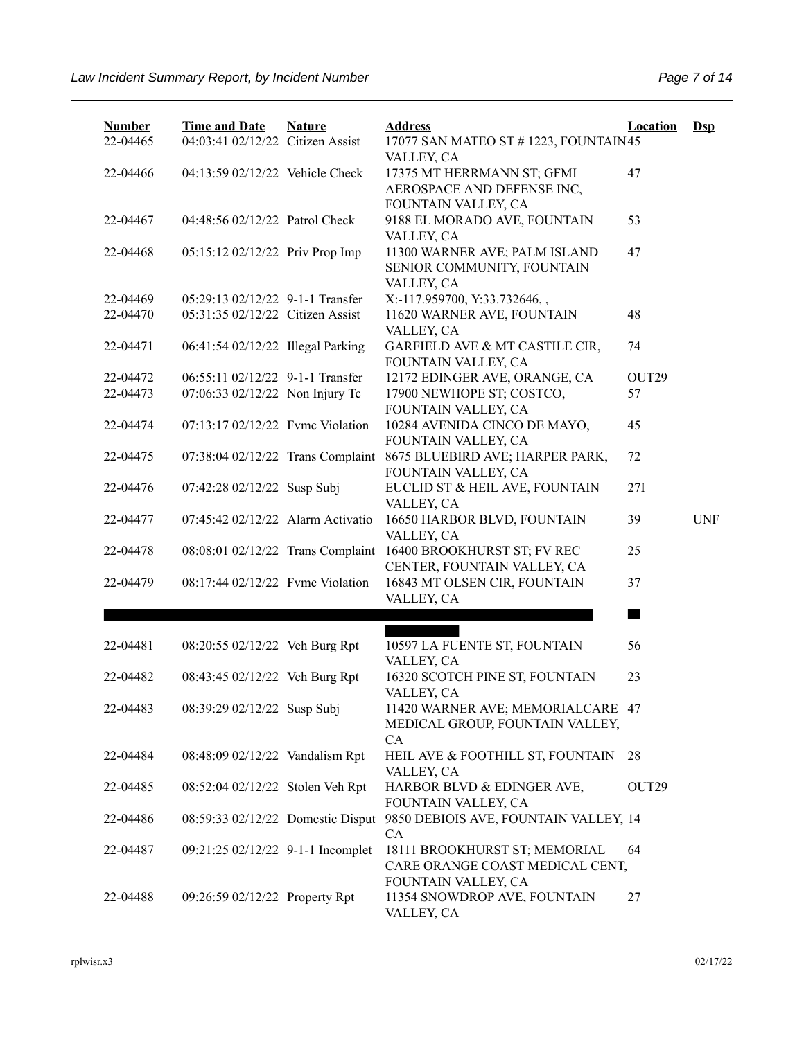| Number | Time and Date | Nature | Address | Location | Dsp |
|---|---|---|---|---|---|
| 22-04465 | 04:03:41 02/12/22 | Citizen Assist | 17077 SAN MATEO ST # 1223, FOUNTAIN VALLEY, CA | 45 | |
| 22-04466 | 04:13:59 02/12/22 | Vehicle Check | 17375 MT HERRMANN ST; GFMI AEROSPACE AND DEFENSE INC, FOUNTAIN VALLEY, CA | 47 | |
| 22-04467 | 04:48:56 02/12/22 | Patrol Check | 9188 EL MORADO AVE, FOUNTAIN VALLEY, CA | 53 | |
| 22-04468 | 05:15:12 02/12/22 | Priv Prop Imp | 11300 WARNER AVE; PALM ISLAND SENIOR COMMUNITY, FOUNTAIN VALLEY, CA | 47 | |
| 22-04469 | 05:29:13 02/12/22 | 9-1-1 Transfer | X:-117.959700, Y:33.732646, , | | |
| 22-04470 | 05:31:35 02/12/22 | Citizen Assist | 11620 WARNER AVE, FOUNTAIN VALLEY, CA | 48 | |
| 22-04471 | 06:41:54 02/12/22 | Illegal Parking | GARFIELD AVE & MT CASTILE CIR, FOUNTAIN VALLEY, CA | 74 | |
| 22-04472 | 06:55:11 02/12/22 | 9-1-1 Transfer | 12172 EDINGER AVE, ORANGE, CA | OUT29 | |
| 22-04473 | 07:06:33 02/12/22 | Non Injury Tc | 17900 NEWHOPE ST; COSTCO, FOUNTAIN VALLEY, CA | 57 | |
| 22-04474 | 07:13:17 02/12/22 | Fvmc Violation | 10284 AVENIDA CINCO DE MAYO, FOUNTAIN VALLEY, CA | 45 | |
| 22-04475 | 07:38:04 02/12/22 | Trans Complaint | 8675 BLUEBIRD AVE; HARPER PARK, FOUNTAIN VALLEY, CA | 72 | |
| 22-04476 | 07:42:28 02/12/22 | Susp Subj | EUCLID ST & HEIL AVE, FOUNTAIN VALLEY, CA | 27I | |
| 22-04477 | 07:45:42 02/12/22 | Alarm Activatio | 16650 HARBOR BLVD, FOUNTAIN VALLEY, CA | 39 | UNF |
| 22-04478 | 08:08:01 02/12/22 | Trans Complaint | 16400 BROOKHURST ST; FV REC CENTER, FOUNTAIN VALLEY, CA | 25 | |
| 22-04479 | 08:17:44 02/12/22 | Fvmc Violation | 16843 MT OLSEN CIR, FOUNTAIN VALLEY, CA | 37 | |
| 22-04481 | 08:20:55 02/12/22 | Veh Burg Rpt | 10597 LA FUENTE ST, FOUNTAIN VALLEY, CA | 56 | |
| 22-04482 | 08:43:45 02/12/22 | Veh Burg Rpt | 16320 SCOTCH PINE ST, FOUNTAIN VALLEY, CA | 23 | |
| 22-04483 | 08:39:29 02/12/22 | Susp Subj | 11420 WARNER AVE; MEMORIALCARE MEDICAL GROUP, FOUNTAIN VALLEY, CA | 47 | |
| 22-04484 | 08:48:09 02/12/22 | Vandalism Rpt | HEIL AVE & FOOTHILL ST, FOUNTAIN VALLEY, CA | 28 | |
| 22-04485 | 08:52:04 02/12/22 | Stolen Veh Rpt | HARBOR BLVD & EDINGER AVE, FOUNTAIN VALLEY, CA | OUT29 | |
| 22-04486 | 08:59:33 02/12/22 | Domestic Disput | 9850 DEBIOIS AVE, FOUNTAIN VALLEY, CA | 14 | |
| 22-04487 | 09:21:25 02/12/22 | 9-1-1 Incomplet | 18111 BROOKHURST ST; MEMORIAL CARE ORANGE COAST MEDICAL CENT, FOUNTAIN VALLEY, CA | 64 | |
| 22-04488 | 09:26:59 02/12/22 | Property Rpt | 11354 SNOWDROP AVE, FOUNTAIN VALLEY, CA | 27 | |

rplwisr.x3 02/17/22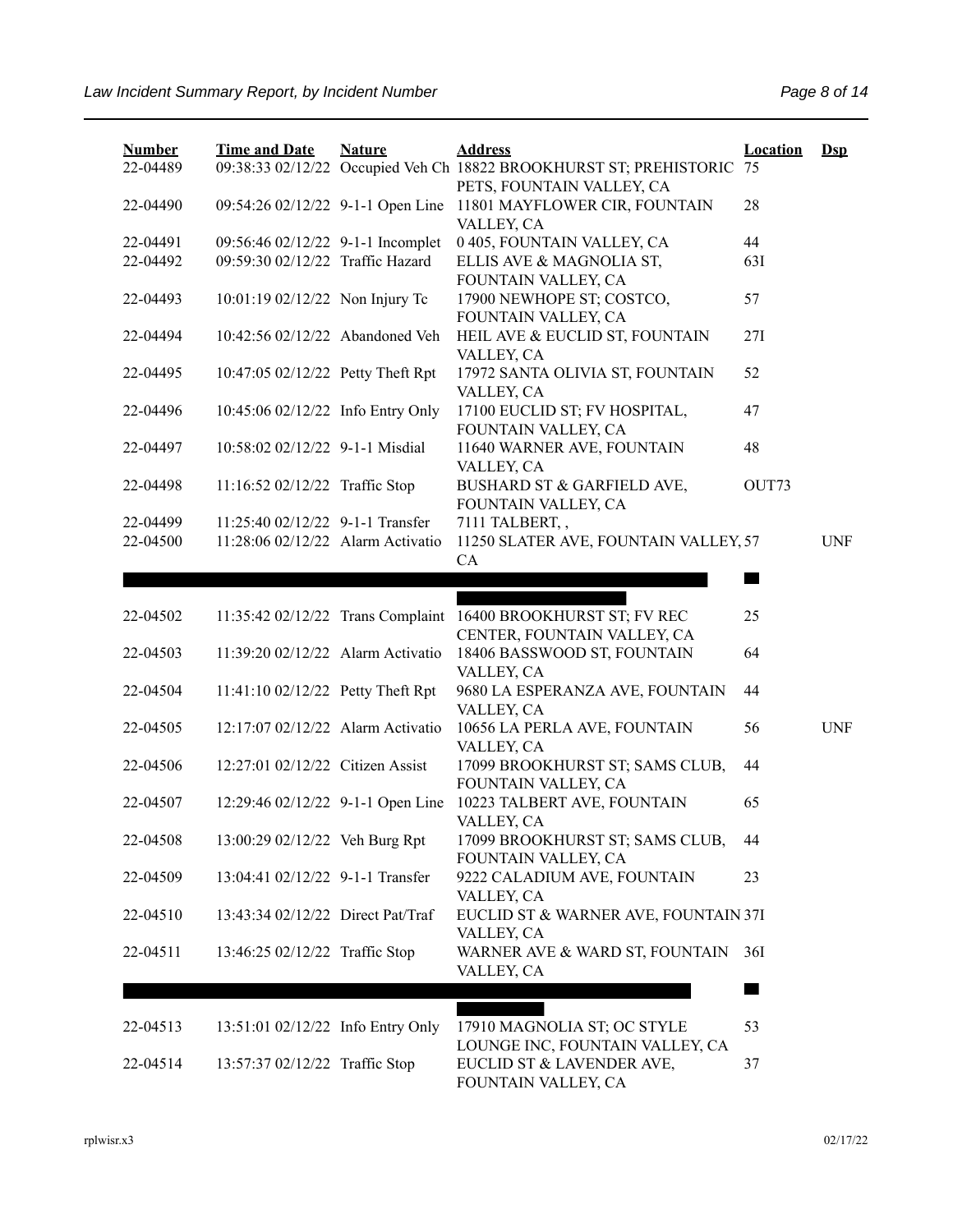| Number | Time and Date | Nature | Address | Location | Dsp |
|---|---|---|---|---|---|
| 22-04489 | 09:38:33 02/12/22 | Occupied Veh Ch | 18822 BROOKHURST ST; PREHISTORIC PETS, FOUNTAIN VALLEY, CA | 75 | |
| 22-04490 | 09:54:26 02/12/22 | 9-1-1 Open Line | 11801 MAYFLOWER CIR, FOUNTAIN VALLEY, CA | 28 | |
| 22-04491 | 09:56:46 02/12/22 | 9-1-1 Incomplet | 0 405, FOUNTAIN VALLEY, CA | 44 | |
| 22-04492 | 09:59:30 02/12/22 | Traffic Hazard | ELLIS AVE & MAGNOLIA ST, FOUNTAIN VALLEY, CA | 63I | |
| 22-04493 | 10:01:19 02/12/22 | Non Injury Tc | 17900 NEWHOPE ST; COSTCO, FOUNTAIN VALLEY, CA | 57 | |
| 22-04494 | 10:42:56 02/12/22 | Abandoned Veh | HEIL AVE & EUCLID ST, FOUNTAIN VALLEY, CA | 27I | |
| 22-04495 | 10:47:05 02/12/22 | Petty Theft Rpt | 17972 SANTA OLIVIA ST, FOUNTAIN VALLEY, CA | 52 | |
| 22-04496 | 10:45:06 02/12/22 | Info Entry Only | 17100 EUCLID ST; FV HOSPITAL, FOUNTAIN VALLEY, CA | 47 | |
| 22-04497 | 10:58:02 02/12/22 | 9-1-1 Misdial | 11640 WARNER AVE, FOUNTAIN VALLEY, CA | 48 | |
| 22-04498 | 11:16:52 02/12/22 | Traffic Stop | BUSHARD ST & GARFIELD AVE, FOUNTAIN VALLEY, CA | OUT73 | |
| 22-04499 | 11:25:40 02/12/22 | 9-1-1 Transfer | 7111 TALBERT, , | | |
| 22-04500 | 11:28:06 02/12/22 | Alarm Activatio | 11250 SLATER AVE, FOUNTAIN VALLEY, CA | 57 | UNF |
| [REDACTED] | | | [REDACTED] | | |
| 22-04502 | 11:35:42 02/12/22 | Trans Complaint | 16400 BROOKHURST ST; FV REC CENTER, FOUNTAIN VALLEY, CA | 25 | |
| 22-04503 | 11:39:20 02/12/22 | Alarm Activatio | 18406 BASSWOOD ST, FOUNTAIN VALLEY, CA | 64 | |
| 22-04504 | 11:41:10 02/12/22 | Petty Theft Rpt | 9680 LA ESPERANZA AVE, FOUNTAIN VALLEY, CA | 44 | |
| 22-04505 | 12:17:07 02/12/22 | Alarm Activatio | 10656 LA PERLA AVE, FOUNTAIN VALLEY, CA | 56 | UNF |
| 22-04506 | 12:27:01 02/12/22 | Citizen Assist | 17099 BROOKHURST ST; SAMS CLUB, FOUNTAIN VALLEY, CA | 44 | |
| 22-04507 | 12:29:46 02/12/22 | 9-1-1 Open Line | 10223 TALBERT AVE, FOUNTAIN VALLEY, CA | 65 | |
| 22-04508 | 13:00:29 02/12/22 | Veh Burg Rpt | 17099 BROOKHURST ST; SAMS CLUB, FOUNTAIN VALLEY, CA | 44 | |
| 22-04509 | 13:04:41 02/12/22 | 9-1-1 Transfer | 9222 CALADIUM AVE, FOUNTAIN VALLEY, CA | 23 | |
| 22-04510 | 13:43:34 02/12/22 | Direct Pat/Traf | EUCLID ST & WARNER AVE, FOUNTAIN VALLEY, CA | 37I | |
| 22-04511 | 13:46:25 02/12/22 | Traffic Stop | WARNER AVE & WARD ST, FOUNTAIN VALLEY, CA | 36I | |
| [REDACTED] | | | [REDACTED] | | |
| 22-04513 | 13:51:01 02/12/22 | Info Entry Only | 17910 MAGNOLIA ST; OC STYLE LOUNGE INC, FOUNTAIN VALLEY, CA | 53 | |
| 22-04514 | 13:57:37 02/12/22 | Traffic Stop | EUCLID ST & LAVENDER AVE, FOUNTAIN VALLEY, CA | 37 | |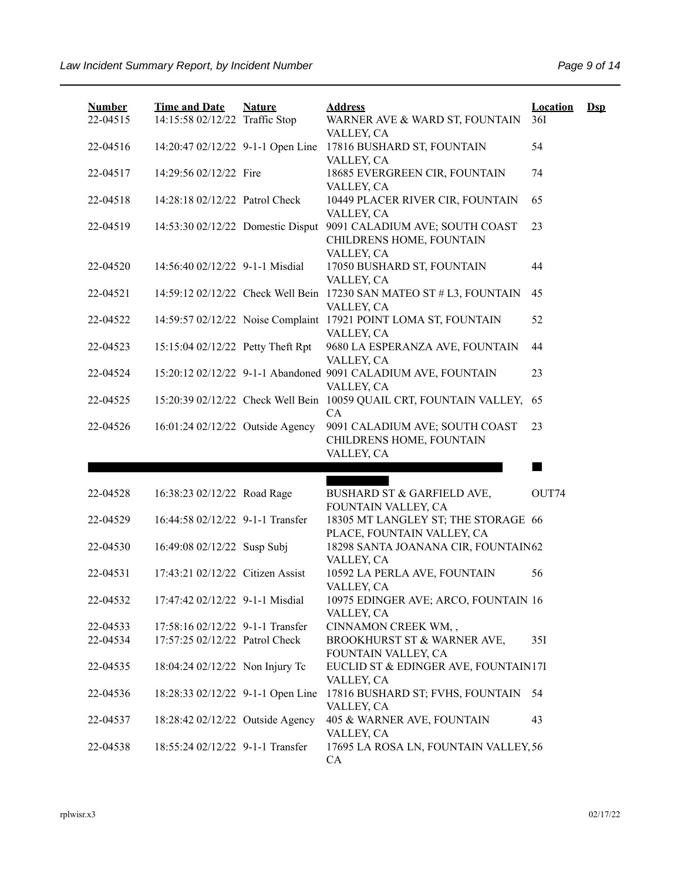| Number | Time and Date | Nature | Address | Location | Dsp |
|---|---|---|---|---|---|
| 22-04515 | 14:15:58 02/12/22 | Traffic Stop | WARNER AVE & WARD ST, FOUNTAIN VALLEY, CA | 36I | |
| 22-04516 | 14:20:47 02/12/22 | 9-1-1 Open Line | 17816 BUSHARD ST, FOUNTAIN VALLEY, CA | 54 | |
| 22-04517 | 14:29:56 02/12/22 | Fire | 18685 EVERGREEN CIR, FOUNTAIN VALLEY, CA | 74 | |
| 22-04518 | 14:28:18 02/12/22 | Patrol Check | 10449 PLACER RIVER CIR, FOUNTAIN VALLEY, CA | 65 | |
| 22-04519 | 14:53:30 02/12/22 | Domestic Disput | 9091 CALADIUM AVE; SOUTH COAST CHILDRENS HOME, FOUNTAIN VALLEY, CA | 23 | |
| 22-04520 | 14:56:40 02/12/22 | 9-1-1 Misdial | 17050 BUSHARD ST, FOUNTAIN VALLEY, CA | 44 | |
| 22-04521 | 14:59:12 02/12/22 | Check Well Bein | 17230 SAN MATEO ST # L3, FOUNTAIN VALLEY, CA | 45 | |
| 22-04522 | 14:59:57 02/12/22 | Noise Complaint | 17921 POINT LOMA ST, FOUNTAIN VALLEY, CA | 52 | |
| 22-04523 | 15:15:04 02/12/22 | Petty Theft Rpt | 9680 LA ESPERANZA AVE, FOUNTAIN VALLEY, CA | 44 | |
| 22-04524 | 15:20:12 02/12/22 | 9-1-1 Abandoned | 9091 CALADIUM AVE, FOUNTAIN VALLEY, CA | 23 | |
| 22-04525 | 15:20:39 02/12/22 | Check Well Bein | 10059 QUAIL CRT, FOUNTAIN VALLEY, CA | 65 | |
| 22-04526 | 16:01:24 02/12/22 | Outside Agency | 9091 CALADIUM AVE; SOUTH COAST CHILDRENS HOME, FOUNTAIN VALLEY, CA | 23 | |
| 22-04528 | 16:38:23 02/12/22 | Road Rage | BUSHARD ST & GARFIELD AVE, FOUNTAIN VALLEY, CA | OUT74 | |
| 22-04529 | 16:44:58 02/12/22 | 9-1-1 Transfer | 18305 MT LANGLEY ST; THE STORAGE PLACE, FOUNTAIN VALLEY, CA | 66 | |
| 22-04530 | 16:49:08 02/12/22 | Susp Subj | 18298 SANTA JOANANA CIR, FOUNTAIN VALLEY, CA | 62 | |
| 22-04531 | 17:43:21 02/12/22 | Citizen Assist | 10592 LA PERLA AVE, FOUNTAIN VALLEY, CA | 56 | |
| 22-04532 | 17:47:42 02/12/22 | 9-1-1 Misdial | 10975 EDINGER AVE; ARCO, FOUNTAIN VALLEY, CA | 16 | |
| 22-04533 | 17:58:16 02/12/22 | 9-1-1 Transfer | CINNAMON CREEK WM, , | | |
| 22-04534 | 17:57:25 02/12/22 | Patrol Check | BROOKHURST ST & WARNER AVE, FOUNTAIN VALLEY, CA | 35I | |
| 22-04535 | 18:04:24 02/12/22 | Non Injury Tc | EUCLID ST & EDINGER AVE, FOUNTAIN VALLEY, CA | 17I | |
| 22-04536 | 18:28:33 02/12/22 | 9-1-1 Open Line | 17816 BUSHARD ST; FVHS, FOUNTAIN VALLEY, CA | 54 | |
| 22-04537 | 18:28:42 02/12/22 | Outside Agency | 405 & WARNER AVE, FOUNTAIN VALLEY, CA | 43 | |
| 22-04538 | 18:55:24 02/12/22 | 9-1-1 Transfer | 17695 LA ROSA LN, FOUNTAIN VALLEY, CA | 56 | |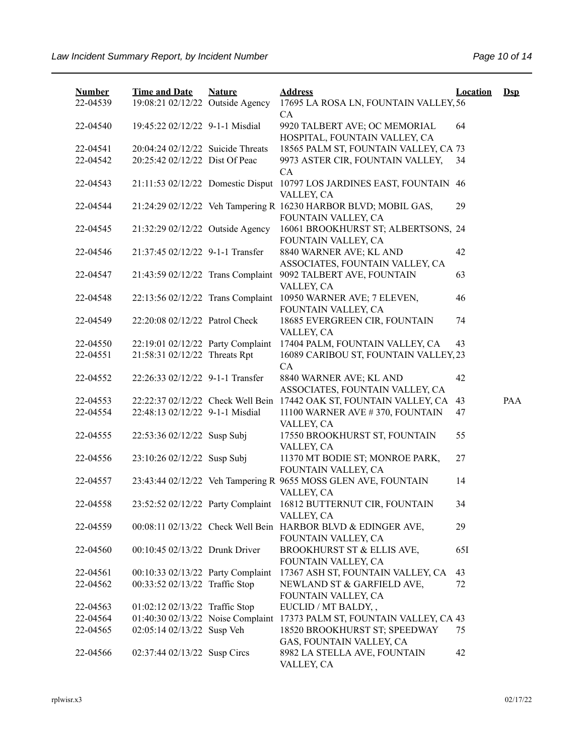| Number | Time and Date | Nature | Address | Location | Dsp |
|---|---|---|---|---|---|
| 22-04539 | 19:08:21 02/12/22 | Outside Agency | 17695 LA ROSA LN, FOUNTAIN VALLEY, CA | 56 | |
| 22-04540 | 19:45:22 02/12/22 | 9-1-1 Misdial | 9920 TALBERT AVE; OC MEMORIAL HOSPITAL, FOUNTAIN VALLEY, CA | 64 | |
| 22-04541 | 20:04:24 02/12/22 | Suicide Threats | 18565 PALM ST, FOUNTAIN VALLEY, CA | 73 | |
| 22-04542 | 20:25:42 02/12/22 | Dist Of Peac | 9973 ASTER CIR, FOUNTAIN VALLEY, CA | 34 | |
| 22-04543 | 21:11:53 02/12/22 | Domestic Disput | 10797 LOS JARDINES EAST, FOUNTAIN VALLEY, CA | 46 | |
| 22-04544 | 21:24:29 02/12/22 | Veh Tampering R | 16230 HARBOR BLVD; MOBIL GAS, FOUNTAIN VALLEY, CA | 29 | |
| 22-04545 | 21:32:29 02/12/22 | Outside Agency | 16061 BROOKHURST ST; ALBERTSONS, FOUNTAIN VALLEY, CA | 24 | |
| 22-04546 | 21:37:45 02/12/22 | 9-1-1 Transfer | 8840 WARNER AVE; KL AND ASSOCIATES, FOUNTAIN VALLEY, CA | 42 | |
| 22-04547 | 21:43:59 02/12/22 | Trans Complaint | 9092 TALBERT AVE, FOUNTAIN VALLEY, CA | 63 | |
| 22-04548 | 22:13:56 02/12/22 | Trans Complaint | 10950 WARNER AVE; 7 ELEVEN, FOUNTAIN VALLEY, CA | 46 | |
| 22-04549 | 22:20:08 02/12/22 | Patrol Check | 18685 EVERGREEN CIR, FOUNTAIN VALLEY, CA | 74 | |
| 22-04550 | 22:19:01 02/12/22 | Party Complaint | 17404 PALM, FOUNTAIN VALLEY, CA | 43 | |
| 22-04551 | 21:58:31 02/12/22 | Threats Rpt | 16089 CARIBOU ST, FOUNTAIN VALLEY, CA | 23 | |
| 22-04552 | 22:26:33 02/12/22 | 9-1-1 Transfer | 8840 WARNER AVE; KL AND ASSOCIATES, FOUNTAIN VALLEY, CA | 42 | |
| 22-04553 | 22:22:37 02/12/22 | Check Well Bein | 17442 OAK ST, FOUNTAIN VALLEY, CA | 43 | PAA |
| 22-04554 | 22:48:13 02/12/22 | 9-1-1 Misdial | 11100 WARNER AVE # 370, FOUNTAIN VALLEY, CA | 47 | |
| 22-04555 | 22:53:36 02/12/22 | Susp Subj | 17550 BROOKHURST ST, FOUNTAIN VALLEY, CA | 55 | |
| 22-04556 | 23:10:26 02/12/22 | Susp Subj | 11370 MT BODIE ST; MONROE PARK, FOUNTAIN VALLEY, CA | 27 | |
| 22-04557 | 23:43:44 02/12/22 | Veh Tampering R | 9655 MOSS GLEN AVE, FOUNTAIN VALLEY, CA | 14 | |
| 22-04558 | 23:52:52 02/12/22 | Party Complaint | 16812 BUTTERNUT CIR, FOUNTAIN VALLEY, CA | 34 | |
| 22-04559 | 00:08:11 02/13/22 | Check Well Bein | HARBOR BLVD & EDINGER AVE, FOUNTAIN VALLEY, CA | 29 | |
| 22-04560 | 00:10:45 02/13/22 | Drunk Driver | BROOKHURST ST & ELLIS AVE, FOUNTAIN VALLEY, CA | 65I | |
| 22-04561 | 00:10:33 02/13/22 | Party Complaint | 17367 ASH ST, FOUNTAIN VALLEY, CA | 43 | |
| 22-04562 | 00:33:52 02/13/22 | Traffic Stop | NEWLAND ST & GARFIELD AVE, FOUNTAIN VALLEY, CA | 72 | |
| 22-04563 | 01:02:12 02/13/22 | Traffic Stop | EUCLID / MT BALDY, , | | |
| 22-04564 | 01:40:30 02/13/22 | Noise Complaint | 17373 PALM ST, FOUNTAIN VALLEY, CA | 43 | |
| 22-04565 | 02:05:14 02/13/22 | Susp Veh | 18520 BROOKHURST ST; SPEEDWAY GAS, FOUNTAIN VALLEY, CA | 75 | |
| 22-04566 | 02:37:44 02/13/22 | Susp Circs | 8982 LA STELLA AVE, FOUNTAIN VALLEY, CA | 42 | |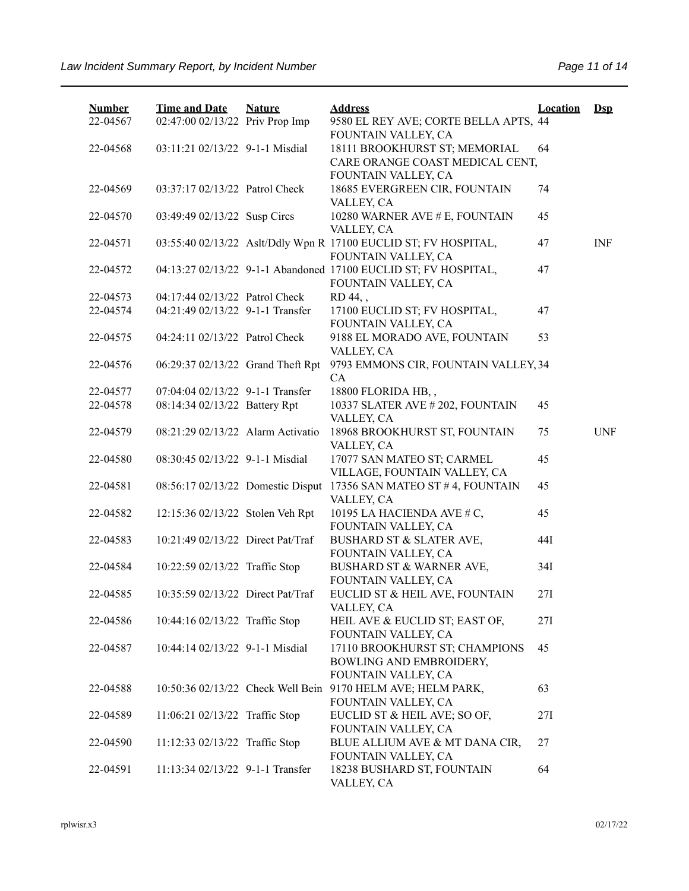| Number | Time and Date | Nature | Address | Location | Dsp |
|---|---|---|---|---|---|
| 22-04567 | 02:47:00 02/13/22 | Priv Prop Imp | 9580 EL REY AVE; CORTE BELLA APTS, FOUNTAIN VALLEY, CA | 44 | |
| 22-04568 | 03:11:21 02/13/22 | 9-1-1 Misdial | 18111 BROOKHURST ST; MEMORIAL CARE ORANGE COAST MEDICAL CENT, FOUNTAIN VALLEY, CA | 64 | |
| 22-04569 | 03:37:17 02/13/22 | Patrol Check | 18685 EVERGREEN CIR, FOUNTAIN VALLEY, CA | 74 | |
| 22-04570 | 03:49:49 02/13/22 | Susp Circs | 10280 WARNER AVE # E, FOUNTAIN VALLEY, CA | 45 | |
| 22-04571 | 03:55:40 02/13/22 | Aslt/Ddly Wpn R | 17100 EUCLID ST; FV HOSPITAL, FOUNTAIN VALLEY, CA | 47 | INF |
| 22-04572 | 04:13:27 02/13/22 | 9-1-1 Abandoned | 17100 EUCLID ST; FV HOSPITAL, FOUNTAIN VALLEY, CA | 47 | |
| 22-04573 | 04:17:44 02/13/22 | Patrol Check | RD 44, , | | |
| 22-04574 | 04:21:49 02/13/22 | 9-1-1 Transfer | 17100 EUCLID ST; FV HOSPITAL, FOUNTAIN VALLEY, CA | 47 | |
| 22-04575 | 04:24:11 02/13/22 | Patrol Check | 9188 EL MORADO AVE, FOUNTAIN VALLEY, CA | 53 | |
| 22-04576 | 06:29:37 02/13/22 | Grand Theft Rpt | 9793 EMMONS CIR, FOUNTAIN VALLEY, CA | 34 | |
| 22-04577 | 07:04:04 02/13/22 | 9-1-1 Transfer | 18800 FLORIDA HB, , | | |
| 22-04578 | 08:14:34 02/13/22 | Battery Rpt | 10337 SLATER AVE # 202, FOUNTAIN VALLEY, CA | 45 | |
| 22-04579 | 08:21:29 02/13/22 | Alarm Activatio | 18968 BROOKHURST ST, FOUNTAIN VALLEY, CA | 75 | UNF |
| 22-04580 | 08:30:45 02/13/22 | 9-1-1 Misdial | 17077 SAN MATEO ST; CARMEL VILLAGE, FOUNTAIN VALLEY, CA | 45 | |
| 22-04581 | 08:56:17 02/13/22 | Domestic Disput | 17356 SAN MATEO ST # 4, FOUNTAIN VALLEY, CA | 45 | |
| 22-04582 | 12:15:36 02/13/22 | Stolen Veh Rpt | 10195 LA HACIENDA AVE # C, FOUNTAIN VALLEY, CA | 45 | |
| 22-04583 | 10:21:49 02/13/22 | Direct Pat/Traf | BUSHARD ST & SLATER AVE, FOUNTAIN VALLEY, CA | 44I | |
| 22-04584 | 10:22:59 02/13/22 | Traffic Stop | BUSHARD ST & WARNER AVE, FOUNTAIN VALLEY, CA | 34I | |
| 22-04585 | 10:35:59 02/13/22 | Direct Pat/Traf | EUCLID ST & HEIL AVE, FOUNTAIN VALLEY, CA | 27I | |
| 22-04586 | 10:44:16 02/13/22 | Traffic Stop | HEIL AVE & EUCLID ST; EAST OF, FOUNTAIN VALLEY, CA | 27I | |
| 22-04587 | 10:44:14 02/13/22 | 9-1-1 Misdial | 17110 BROOKHURST ST; CHAMPIONS BOWLING AND EMBROIDERY, FOUNTAIN VALLEY, CA | 45 | |
| 22-04588 | 10:50:36 02/13/22 | Check Well Bein | 9170 HELM AVE; HELM PARK, FOUNTAIN VALLEY, CA | 63 | |
| 22-04589 | 11:06:21 02/13/22 | Traffic Stop | EUCLID ST & HEIL AVE; SO OF, FOUNTAIN VALLEY, CA | 27I | |
| 22-04590 | 11:12:33 02/13/22 | Traffic Stop | BLUE ALLIUM AVE & MT DANA CIR, FOUNTAIN VALLEY, CA | 27 | |
| 22-04591 | 11:13:34 02/13/22 | 9-1-1 Transfer | 18238 BUSHARD ST, FOUNTAIN VALLEY, CA | 64 | |

rplwisr.x3 02/17/22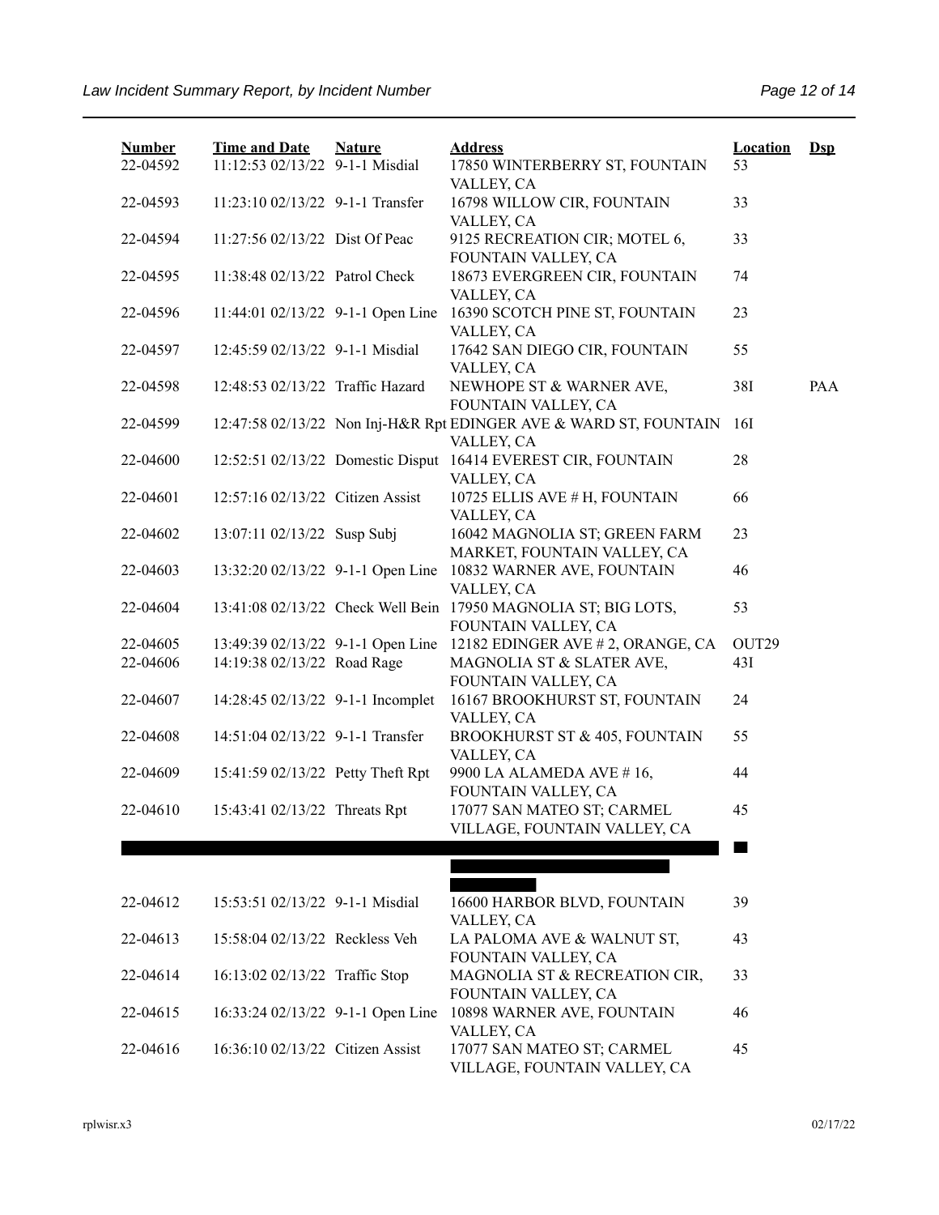| Number | Time and Date | Nature | Address | Location | Dsp |
|---|---|---|---|---|---|
| 22-04592 | 11:12:53 02/13/22 | 9-1-1 Misdial | 17850 WINTERBERRY ST, FOUNTAIN VALLEY, CA | 53 | |
| 22-04593 | 11:23:10 02/13/22 | 9-1-1 Transfer | 16798 WILLOW CIR, FOUNTAIN VALLEY, CA | 33 | |
| 22-04594 | 11:27:56 02/13/22 | Dist Of Peac | 9125 RECREATION CIR; MOTEL 6, FOUNTAIN VALLEY, CA | 33 | |
| 22-04595 | 11:38:48 02/13/22 | Patrol Check | 18673 EVERGREEN CIR, FOUNTAIN VALLEY, CA | 74 | |
| 22-04596 | 11:44:01 02/13/22 | 9-1-1 Open Line | 16390 SCOTCH PINE ST, FOUNTAIN VALLEY, CA | 23 | |
| 22-04597 | 12:45:59 02/13/22 | 9-1-1 Misdial | 17642 SAN DIEGO CIR, FOUNTAIN VALLEY, CA | 55 | |
| 22-04598 | 12:48:53 02/13/22 | Traffic Hazard | NEWHOPE ST & WARNER AVE, FOUNTAIN VALLEY, CA | 38I | PAA |
| 22-04599 | 12:47:58 02/13/22 | Non Inj-H&R Rpt | EDINGER AVE & WARD ST, FOUNTAIN VALLEY, CA | 16I | |
| 22-04600 | 12:52:51 02/13/22 | Domestic Disput | 16414 EVEREST CIR, FOUNTAIN VALLEY, CA | 28 | |
| 22-04601 | 12:57:16 02/13/22 | Citizen Assist | 10725 ELLIS AVE # H, FOUNTAIN VALLEY, CA | 66 | |
| 22-04602 | 13:07:11 02/13/22 | Susp Subj | 16042 MAGNOLIA ST; GREEN FARM MARKET, FOUNTAIN VALLEY, CA | 23 | |
| 22-04603 | 13:32:20 02/13/22 | 9-1-1 Open Line | 10832 WARNER AVE, FOUNTAIN VALLEY, CA | 46 | |
| 22-04604 | 13:41:08 02/13/22 | Check Well Bein | 17950 MAGNOLIA ST; BIG LOTS, FOUNTAIN VALLEY, CA | 53 | |
| 22-04605 | 13:49:39 02/13/22 | 9-1-1 Open Line | 12182 EDINGER AVE # 2, ORANGE, CA | OUT29 | |
| 22-04606 | 14:19:38 02/13/22 | Road Rage | MAGNOLIA ST & SLATER AVE, FOUNTAIN VALLEY, CA | 43I | |
| 22-04607 | 14:28:45 02/13/22 | 9-1-1 Incomplet | 16167 BROOKHURST ST, FOUNTAIN VALLEY, CA | 24 | |
| 22-04608 | 14:51:04 02/13/22 | 9-1-1 Transfer | BROOKHURST ST & 405, FOUNTAIN VALLEY, CA | 55 | |
| 22-04609 | 15:41:59 02/13/22 | Petty Theft Rpt | 9900 LA ALAMEDA AVE # 16, FOUNTAIN VALLEY, CA | 44 | |
| 22-04610 | 15:43:41 02/13/22 | Threats Rpt | 17077 SAN MATEO ST; CARMEL VILLAGE, FOUNTAIN VALLEY, CA | 45 | |
| [REDACTED] | [REDACTED] | [REDACTED] | [REDACTED] | [REDACTED] | |
| 22-04612 | 15:53:51 02/13/22 | 9-1-1 Misdial | 16600 HARBOR BLVD, FOUNTAIN VALLEY, CA | 39 | |
| 22-04613 | 15:58:04 02/13/22 | Reckless Veh | LA PALOMA AVE & WALNUT ST, FOUNTAIN VALLEY, CA | 43 | |
| 22-04614 | 16:13:02 02/13/22 | Traffic Stop | MAGNOLIA ST & RECREATION CIR, FOUNTAIN VALLEY, CA | 33 | |
| 22-04615 | 16:33:24 02/13/22 | 9-1-1 Open Line | 10898 WARNER AVE, FOUNTAIN VALLEY, CA | 46 | |
| 22-04616 | 16:36:10 02/13/22 | Citizen Assist | 17077 SAN MATEO ST; CARMEL VILLAGE, FOUNTAIN VALLEY, CA | 45 | |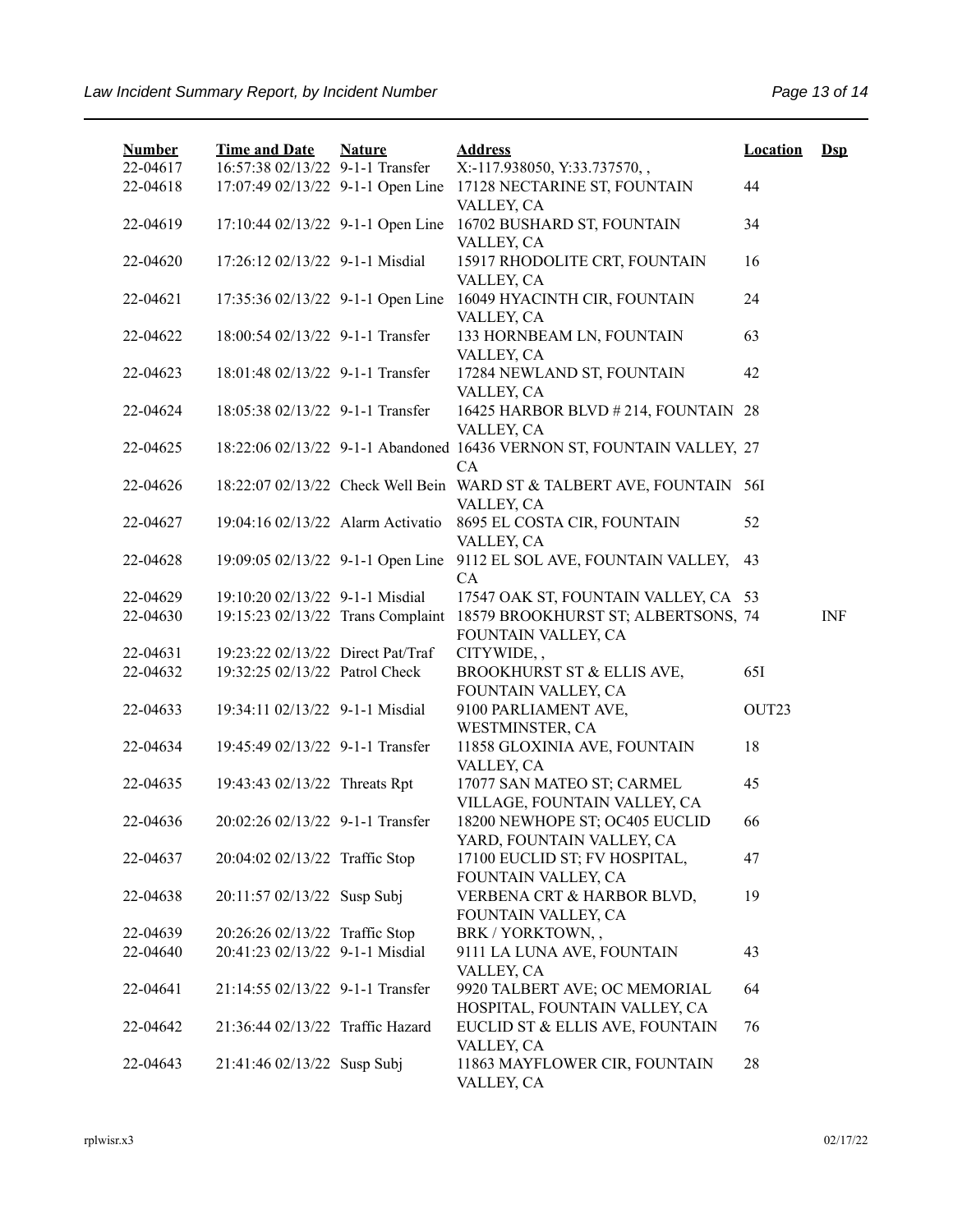| Number | Time and Date | Nature | Address | Location | Dsp |
|---|---|---|---|---|---|
| 22-04617 | 16:57:38 02/13/22 | 9-1-1 Transfer | X:-117.938050, Y:33.737570, , | | |
| 22-04618 | 17:07:49 02/13/22 | 9-1-1 Open Line | 17128 NECTARINE ST, FOUNTAIN VALLEY, CA | 44 | |
| 22-04619 | 17:10:44 02/13/22 | 9-1-1 Open Line | 16702 BUSHARD ST, FOUNTAIN VALLEY, CA | 34 | |
| 22-04620 | 17:26:12 02/13/22 | 9-1-1 Misdial | 15917 RHODOLITE CRT, FOUNTAIN VALLEY, CA | 16 | |
| 22-04621 | 17:35:36 02/13/22 | 9-1-1 Open Line | 16049 HYACINTH CIR, FOUNTAIN VALLEY, CA | 24 | |
| 22-04622 | 18:00:54 02/13/22 | 9-1-1 Transfer | 133 HORNBEAM LN, FOUNTAIN VALLEY, CA | 63 | |
| 22-04623 | 18:01:48 02/13/22 | 9-1-1 Transfer | 17284 NEWLAND ST, FOUNTAIN VALLEY, CA | 42 | |
| 22-04624 | 18:05:38 02/13/22 | 9-1-1 Transfer | 16425 HARBOR BLVD # 214, FOUNTAIN VALLEY, CA | 28 | |
| 22-04625 | 18:22:06 02/13/22 | 9-1-1 Abandoned | 16436 VERNON ST, FOUNTAIN VALLEY, CA | 27 | |
| 22-04626 | 18:22:07 02/13/22 | Check Well Bein | WARD ST & TALBERT AVE, FOUNTAIN VALLEY, CA | 56I | |
| 22-04627 | 19:04:16 02/13/22 | Alarm Activatio | 8695 EL COSTA CIR, FOUNTAIN VALLEY, CA | 52 | |
| 22-04628 | 19:09:05 02/13/22 | 9-1-1 Open Line | 9112 EL SOL AVE, FOUNTAIN VALLEY, CA | 43 | |
| 22-04629 | 19:10:20 02/13/22 | 9-1-1 Misdial | 17547 OAK ST, FOUNTAIN VALLEY, CA | 53 | |
| 22-04630 | 19:15:23 02/13/22 | Trans Complaint | 18579 BROOKHURST ST; ALBERTSONS, FOUNTAIN VALLEY, CA | 74 | INF |
| 22-04631 | 19:23:22 02/13/22 | Direct Pat/Traf | CITYWIDE, , | | |
| 22-04632 | 19:32:25 02/13/22 | Patrol Check | BROOKHURST ST & ELLIS AVE, FOUNTAIN VALLEY, CA | 65I | |
| 22-04633 | 19:34:11 02/13/22 | 9-1-1 Misdial | 9100 PARLIAMENT AVE, WESTMINSTER, CA | OUT23 | |
| 22-04634 | 19:45:49 02/13/22 | 9-1-1 Transfer | 11858 GLOXINIA AVE, FOUNTAIN VALLEY, CA | 18 | |
| 22-04635 | 19:43:43 02/13/22 | Threats Rpt | 17077 SAN MATEO ST; CARMEL VILLAGE, FOUNTAIN VALLEY, CA | 45 | |
| 22-04636 | 20:02:26 02/13/22 | 9-1-1 Transfer | 18200 NEWHOPE ST; OC405 EUCLID YARD, FOUNTAIN VALLEY, CA | 66 | |
| 22-04637 | 20:04:02 02/13/22 | Traffic Stop | 17100 EUCLID ST; FV HOSPITAL, FOUNTAIN VALLEY, CA | 47 | |
| 22-04638 | 20:11:57 02/13/22 | Susp Subj | VERBENA CRT & HARBOR BLVD, FOUNTAIN VALLEY, CA | 19 | |
| 22-04639 | 20:26:26 02/13/22 | Traffic Stop | BRK / YORKTOWN, , | | |
| 22-04640 | 20:41:23 02/13/22 | 9-1-1 Misdial | 9111 LA LUNA AVE, FOUNTAIN VALLEY, CA | 43 | |
| 22-04641 | 21:14:55 02/13/22 | 9-1-1 Transfer | 9920 TALBERT AVE; OC MEMORIAL HOSPITAL, FOUNTAIN VALLEY, CA | 64 | |
| 22-04642 | 21:36:44 02/13/22 | Traffic Hazard | EUCLID ST & ELLIS AVE, FOUNTAIN VALLEY, CA | 76 | |
| 22-04643 | 21:41:46 02/13/22 | Susp Subj | 11863 MAYFLOWER CIR, FOUNTAIN VALLEY, CA | 28 | |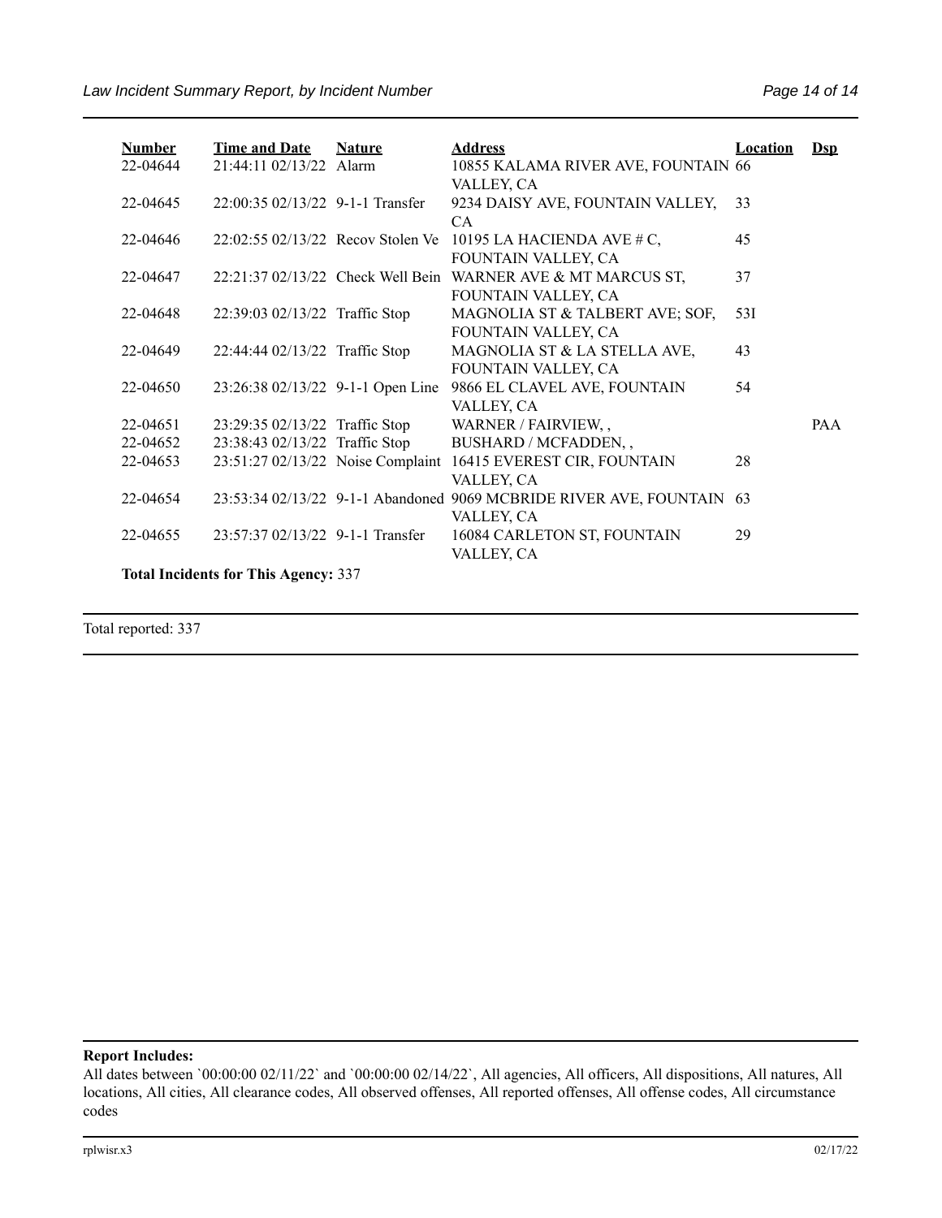| Number | Time and Date | Nature | Address | Location | Dsp |
|---|---|---|---|---|---|
| 22-04644 | 21:44:11 02/13/22 | Alarm | 10855 KALAMA RIVER AVE, FOUNTAIN VALLEY, CA | 66 | |
| 22-04645 | 22:00:35 02/13/22 | 9-1-1 Transfer | 9234 DAISY AVE, FOUNTAIN VALLEY, CA | 33 | |
| 22-04646 | 22:02:55 02/13/22 | Recov Stolen Ve | 10195 LA HACIENDA AVE # C, FOUNTAIN VALLEY, CA | 45 | |
| 22-04647 | 22:21:37 02/13/22 | Check Well Bein | WARNER AVE & MT MARCUS ST, FOUNTAIN VALLEY, CA | 37 | |
| 22-04648 | 22:39:03 02/13/22 | Traffic Stop | MAGNOLIA ST & TALBERT AVE; SOF, FOUNTAIN VALLEY, CA | 53I | |
| 22-04649 | 22:44:44 02/13/22 | Traffic Stop | MAGNOLIA ST & LA STELLA AVE, FOUNTAIN VALLEY, CA | 43 | |
| 22-04650 | 23:26:38 02/13/22 | 9-1-1 Open Line | 9866 EL CLAVEL AVE, FOUNTAIN VALLEY, CA | 54 | |
| 22-04651 | 23:29:35 02/13/22 | Traffic Stop | WARNER / FAIRVIEW, , | | PAA |
| 22-04652 | 23:38:43 02/13/22 | Traffic Stop | BUSHARD / MCFADDEN, , | | |
| 22-04653 | 23:51:27 02/13/22 | Noise Complaint | 16415 EVEREST CIR, FOUNTAIN VALLEY, CA | 28 | |
| 22-04654 | 23:53:34 02/13/22 | 9-1-1 Abandoned | 9069 MCBRIDE RIVER AVE, FOUNTAIN VALLEY, CA | 63 | |
| 22-04655 | 23:57:37 02/13/22 | 9-1-1 Transfer | 16084 CARLETON ST, FOUNTAIN VALLEY, CA | 29 | |

**Total Incidents for This Agency:** 337

Total reported: 337

**Report Includes:**

All dates between `00:00:00 02/11/22` and `00:00:00 02/14/22`, All agencies, All officers, All dispositions, All natures, All locations, All cities, All clearance codes, All observed offenses, All reported offenses, All offense codes, All circumstance codes

rplwisr.x3 02/17/22